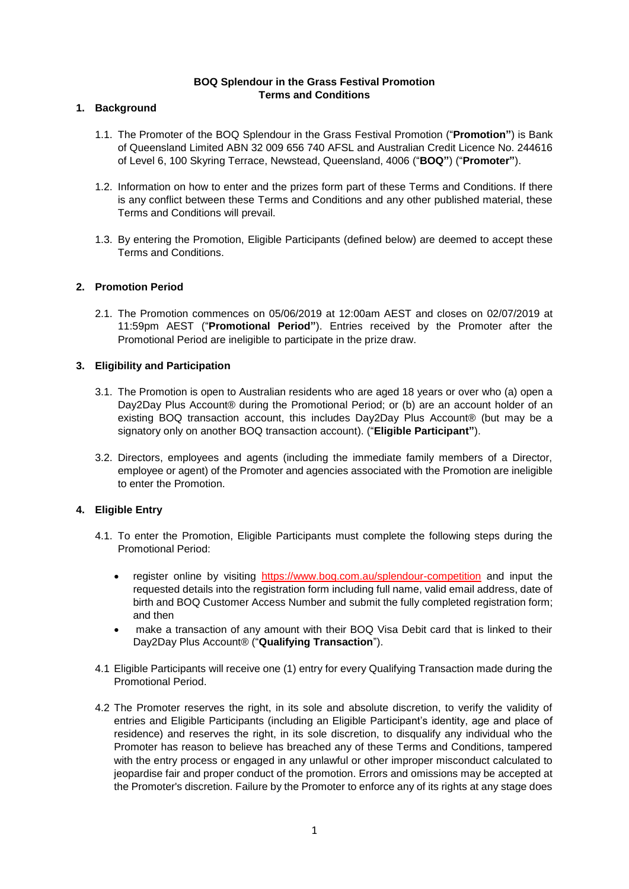**BOQ Splendour in the Grass Festival Promotion**
**Terms and Conditions**

## 1. Background

1.1. The Promoter of the BOQ Splendour in the Grass Festival Promotion ("**Promotion"**) is Bank of Queensland Limited ABN 32 009 656 740 AFSL and Australian Credit Licence No. 244616 of Level 6, 100 Skyring Terrace, Newstead, Queensland, 4006 ("**BOQ"**) ("**Promoter"**).

1.2. Information on how to enter and the prizes form part of these Terms and Conditions. If there is any conflict between these Terms and Conditions and any other published material, these Terms and Conditions will prevail.

1.3. By entering the Promotion, Eligible Participants (defined below) are deemed to accept these Terms and Conditions.

## 2. Promotion Period

2.1. The Promotion commences on 05/06/2019 at 12:00am AEST and closes on 02/07/2019 at 11:59pm AEST ("**Promotional Period"**). Entries received by the Promoter after the Promotional Period are ineligible to participate in the prize draw.

## 3. Eligibility and Participation

3.1. The Promotion is open to Australian residents who are aged 18 years or over who (a) open a Day2Day Plus Account® during the Promotional Period; or (b) are an account holder of an existing BOQ transaction account, this includes Day2Day Plus Account® (but may be a signatory only on another BOQ transaction account). ("**Eligible Participant"**).

3.2. Directors, employees and agents (including the immediate family members of a Director, employee or agent) of the Promoter and agencies associated with the Promotion are ineligible to enter the Promotion.

## 4. Eligible Entry

4.1. To enter the Promotion, Eligible Participants must complete the following steps during the Promotional Period:

- register online by visiting https://www.boq.com.au/splendour-competition and input the requested details into the registration form including full name, valid email address, date of birth and BOQ Customer Access Number and submit the fully completed registration form; and then
- make a transaction of any amount with their BOQ Visa Debit card that is linked to their Day2Day Plus Account® ("**Qualifying Transaction**").

4.1 Eligible Participants will receive one (1) entry for every Qualifying Transaction made during the Promotional Period.

4.2 The Promoter reserves the right, in its sole and absolute discretion, to verify the validity of entries and Eligible Participants (including an Eligible Participant's identity, age and place of residence) and reserves the right, in its sole discretion, to disqualify any individual who the Promoter has reason to believe has breached any of these Terms and Conditions, tampered with the entry process or engaged in any unlawful or other improper misconduct calculated to jeopardise fair and proper conduct of the promotion. Errors and omissions may be accepted at the Promoter's discretion. Failure by the Promoter to enforce any of its rights at any stage does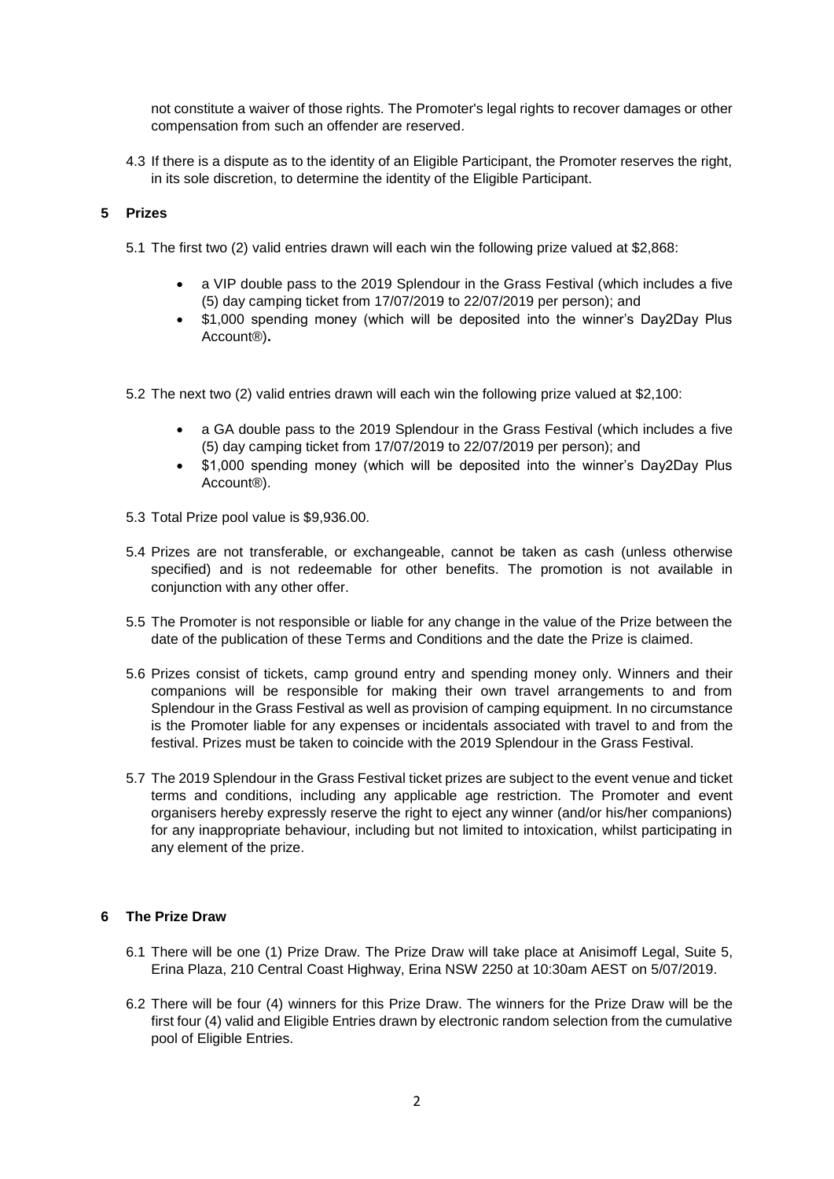not constitute a waiver of those rights. The Promoter's legal rights to recover damages or other compensation from such an offender are reserved.

4.3 If there is a dispute as to the identity of an Eligible Participant, the Promoter reserves the right, in its sole discretion, to determine the identity of the Eligible Participant.

## 5 Prizes

5.1 The first two (2) valid entries drawn will each win the following prize valued at $2,868:

- a VIP double pass to the 2019 Splendour in the Grass Festival (which includes a five (5) day camping ticket from 17/07/2019 to 22/07/2019 per person); and
- $1,000 spending money (which will be deposited into the winner's Day2Day Plus Account®).

5.2 The next two (2) valid entries drawn will each win the following prize valued at $2,100:

- a GA double pass to the 2019 Splendour in the Grass Festival (which includes a five (5) day camping ticket from 17/07/2019 to 22/07/2019 per person); and
- $1,000 spending money (which will be deposited into the winner's Day2Day Plus Account®).

5.3 Total Prize pool value is $9,936.00.

5.4 Prizes are not transferable, or exchangeable, cannot be taken as cash (unless otherwise specified) and is not redeemable for other benefits. The promotion is not available in conjunction with any other offer.

5.5 The Promoter is not responsible or liable for any change in the value of the Prize between the date of the publication of these Terms and Conditions and the date the Prize is claimed.

5.6 Prizes consist of tickets, camp ground entry and spending money only. Winners and their companions will be responsible for making their own travel arrangements to and from Splendour in the Grass Festival as well as provision of camping equipment. In no circumstance is the Promoter liable for any expenses or incidentals associated with travel to and from the festival. Prizes must be taken to coincide with the 2019 Splendour in the Grass Festival.

5.7 The 2019 Splendour in the Grass Festival ticket prizes are subject to the event venue and ticket terms and conditions, including any applicable age restriction. The Promoter and event organisers hereby expressly reserve the right to eject any winner (and/or his/her companions) for any inappropriate behaviour, including but not limited to intoxication, whilst participating in any element of the prize.

## 6 The Prize Draw

6.1 There will be one (1) Prize Draw. The Prize Draw will take place at Anisimoff Legal, Suite 5, Erina Plaza, 210 Central Coast Highway, Erina NSW 2250 at 10:30am AEST on 5/07/2019.

6.2 There will be four (4) winners for this Prize Draw. The winners for the Prize Draw will be the first four (4) valid and Eligible Entries drawn by electronic random selection from the cumulative pool of Eligible Entries.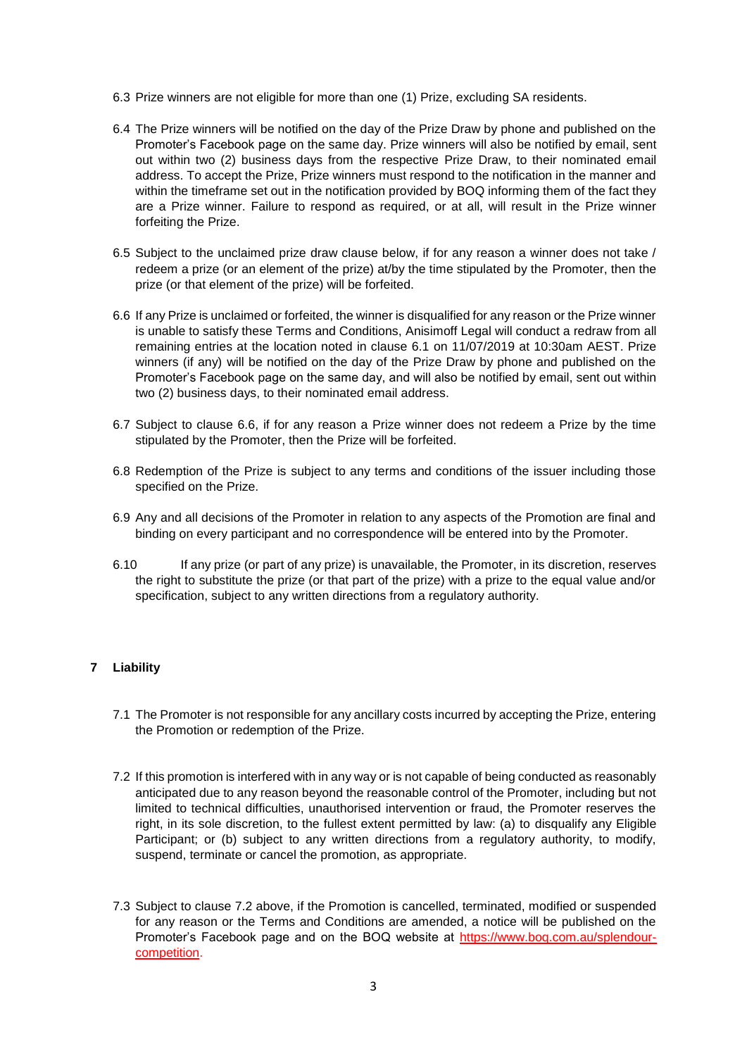6.3 Prize winners are not eligible for more than one (1) Prize, excluding SA residents.

6.4 The Prize winners will be notified on the day of the Prize Draw by phone and published on the Promoter's Facebook page on the same day. Prize winners will also be notified by email, sent out within two (2) business days from the respective Prize Draw, to their nominated email address. To accept the Prize, Prize winners must respond to the notification in the manner and within the timeframe set out in the notification provided by BOQ informing them of the fact they are a Prize winner. Failure to respond as required, or at all, will result in the Prize winner forfeiting the Prize.

6.5 Subject to the unclaimed prize draw clause below, if for any reason a winner does not take / redeem a prize (or an element of the prize) at/by the time stipulated by the Promoter, then the prize (or that element of the prize) will be forfeited.

6.6 If any Prize is unclaimed or forfeited, the winner is disqualified for any reason or the Prize winner is unable to satisfy these Terms and Conditions, Anisimoff Legal will conduct a redraw from all remaining entries at the location noted in clause 6.1 on 11/07/2019 at 10:30am AEST. Prize winners (if any) will be notified on the day of the Prize Draw by phone and published on the Promoter's Facebook page on the same day, and will also be notified by email, sent out within two (2) business days, to their nominated email address.

6.7 Subject to clause 6.6, if for any reason a Prize winner does not redeem a Prize by the time stipulated by the Promoter, then the Prize will be forfeited.

6.8 Redemption of the Prize is subject to any terms and conditions of the issuer including those specified on the Prize.

6.9 Any and all decisions of the Promoter in relation to any aspects of the Promotion are final and binding on every participant and no correspondence will be entered into by the Promoter.

6.10 If any prize (or part of any prize) is unavailable, the Promoter, in its discretion, reserves the right to substitute the prize (or that part of the prize) with a prize to the equal value and/or specification, subject to any written directions from a regulatory authority.

## 7 Liability

7.1 The Promoter is not responsible for any ancillary costs incurred by accepting the Prize, entering the Promotion or redemption of the Prize.

7.2 If this promotion is interfered with in any way or is not capable of being conducted as reasonably anticipated due to any reason beyond the reasonable control of the Promoter, including but not limited to technical difficulties, unauthorised intervention or fraud, the Promoter reserves the right, in its sole discretion, to the fullest extent permitted by law: (a) to disqualify any Eligible Participant; or (b) subject to any written directions from a regulatory authority, to modify, suspend, terminate or cancel the promotion, as appropriate.

7.3 Subject to clause 7.2 above, if the Promotion is cancelled, terminated, modified or suspended for any reason or the Terms and Conditions are amended, a notice will be published on the Promoter's Facebook page and on the BOQ website at [https://www.boq.com.au/splendour-competition](https://www.boq.com.au/splendour-competition).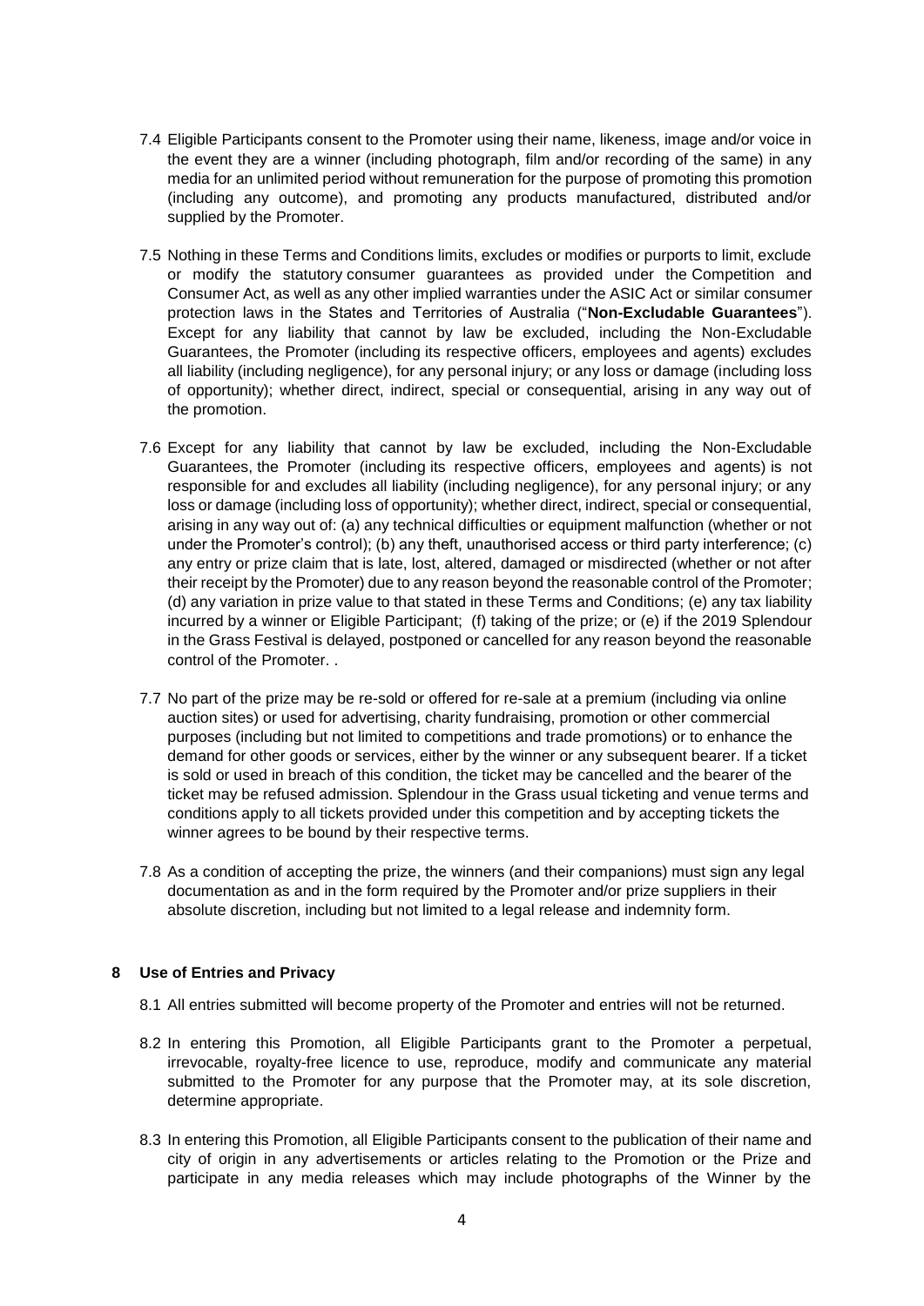7.4 Eligible Participants consent to the Promoter using their name, likeness, image and/or voice in the event they are a winner (including photograph, film and/or recording of the same) in any media for an unlimited period without remuneration for the purpose of promoting this promotion (including any outcome), and promoting any products manufactured, distributed and/or supplied by the Promoter.

7.5 Nothing in these Terms and Conditions limits, excludes or modifies or purports to limit, exclude or modify the statutory consumer guarantees as provided under the Competition and Consumer Act, as well as any other implied warranties under the ASIC Act or similar consumer protection laws in the States and Territories of Australia ("**Non-Excludable Guarantees**"). Except for any liability that cannot by law be excluded, including the Non-Excludable Guarantees, the Promoter (including its respective officers, employees and agents) excludes all liability (including negligence), for any personal injury; or any loss or damage (including loss of opportunity); whether direct, indirect, special or consequential, arising in any way out of the promotion.

7.6 Except for any liability that cannot by law be excluded, including the Non-Excludable Guarantees, the Promoter (including its respective officers, employees and agents) is not responsible for and excludes all liability (including negligence), for any personal injury; or any loss or damage (including loss of opportunity); whether direct, indirect, special or consequential, arising in any way out of: (a) any technical difficulties or equipment malfunction (whether or not under the Promoter's control); (b) any theft, unauthorised access or third party interference; (c) any entry or prize claim that is late, lost, altered, damaged or misdirected (whether or not after their receipt by the Promoter) due to any reason beyond the reasonable control of the Promoter; (d) any variation in prize value to that stated in these Terms and Conditions; (e) any tax liability incurred by a winner or Eligible Participant; (f) taking of the prize; or (e) if the 2019 Splendour in the Grass Festival is delayed, postponed or cancelled for any reason beyond the reasonable control of the Promoter. .

7.7 No part of the prize may be re-sold or offered for re-sale at a premium (including via online auction sites) or used for advertising, charity fundraising, promotion or other commercial purposes (including but not limited to competitions and trade promotions) or to enhance the demand for other goods or services, either by the winner or any subsequent bearer. If a ticket is sold or used in breach of this condition, the ticket may be cancelled and the bearer of the ticket may be refused admission. Splendour in the Grass usual ticketing and venue terms and conditions apply to all tickets provided under this competition and by accepting tickets the winner agrees to be bound by their respective terms.

7.8 As a condition of accepting the prize, the winners (and their companions) must sign any legal documentation as and in the form required by the Promoter and/or prize suppliers in their absolute discretion, including but not limited to a legal release and indemnity form.

## 8 Use of Entries and Privacy

8.1 All entries submitted will become property of the Promoter and entries will not be returned.

8.2 In entering this Promotion, all Eligible Participants grant to the Promoter a perpetual, irrevocable, royalty-free licence to use, reproduce, modify and communicate any material submitted to the Promoter for any purpose that the Promoter may, at its sole discretion, determine appropriate.

8.3 In entering this Promotion, all Eligible Participants consent to the publication of their name and city of origin in any advertisements or articles relating to the Promotion or the Prize and participate in any media releases which may include photographs of the Winner by the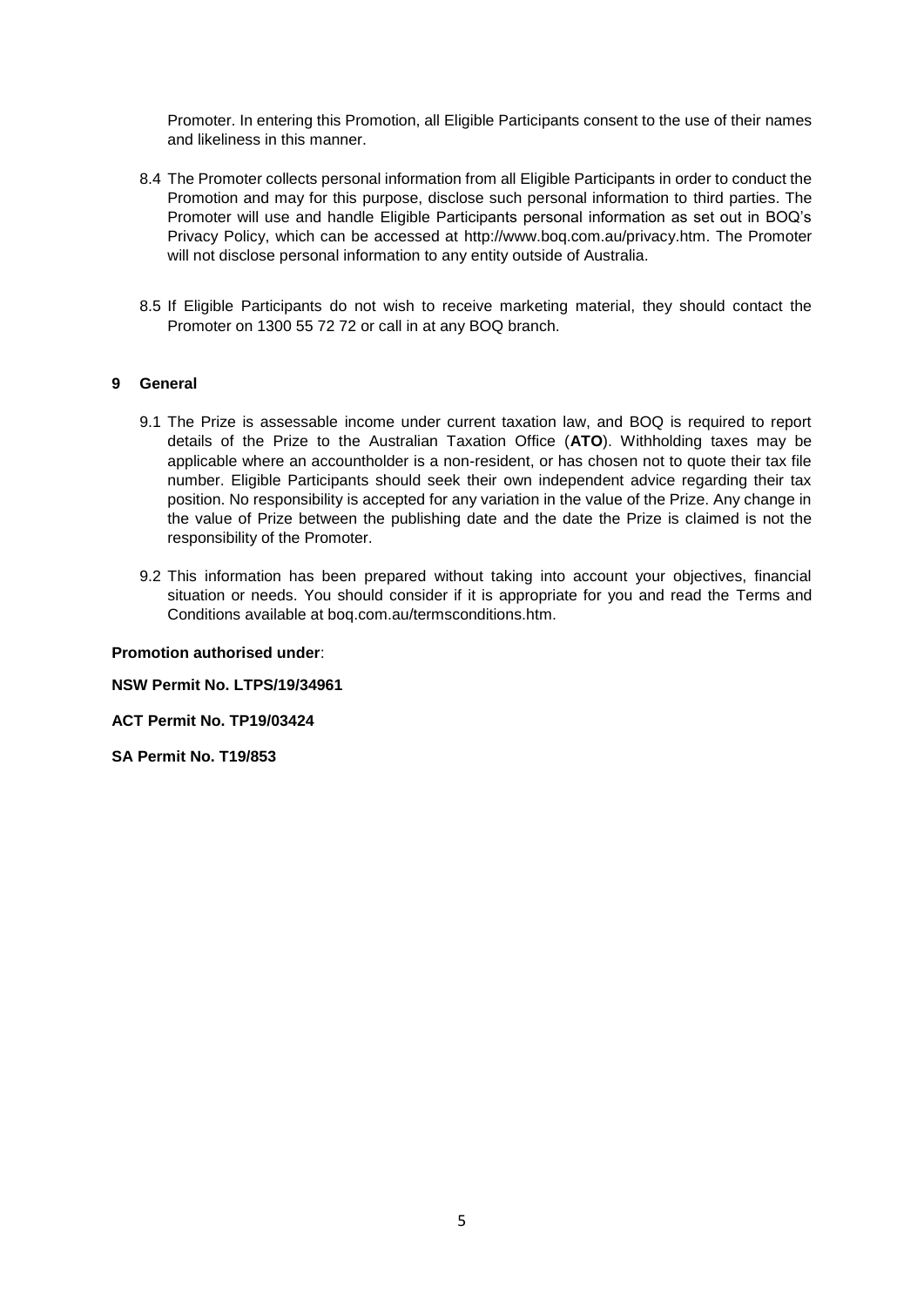Promoter. In entering this Promotion, all Eligible Participants consent to the use of their names and likeliness in this manner.

8.4 The Promoter collects personal information from all Eligible Participants in order to conduct the Promotion and may for this purpose, disclose such personal information to third parties. The Promoter will use and handle Eligible Participants personal information as set out in BOQ's Privacy Policy, which can be accessed at http://www.boq.com.au/privacy.htm. The Promoter will not disclose personal information to any entity outside of Australia.

8.5 If Eligible Participants do not wish to receive marketing material, they should contact the Promoter on 1300 55 72 72 or call in at any BOQ branch.

## 9 General

9.1 The Prize is assessable income under current taxation law, and BOQ is required to report details of the Prize to the Australian Taxation Office (**ATO**). Withholding taxes may be applicable where an accountholder is a non-resident, or has chosen not to quote their tax file number. Eligible Participants should seek their own independent advice regarding their tax position. No responsibility is accepted for any variation in the value of the Prize. Any change in the value of Prize between the publishing date and the date the Prize is claimed is not the responsibility of the Promoter.

9.2 This information has been prepared without taking into account your objectives, financial situation or needs. You should consider if it is appropriate for you and read the Terms and Conditions available at boq.com.au/termsconditions.htm.

**Promotion authorised under**:

**NSW Permit No. LTPS/19/34961**

**ACT Permit No. TP19/03424**

**SA Permit No. T19/853**